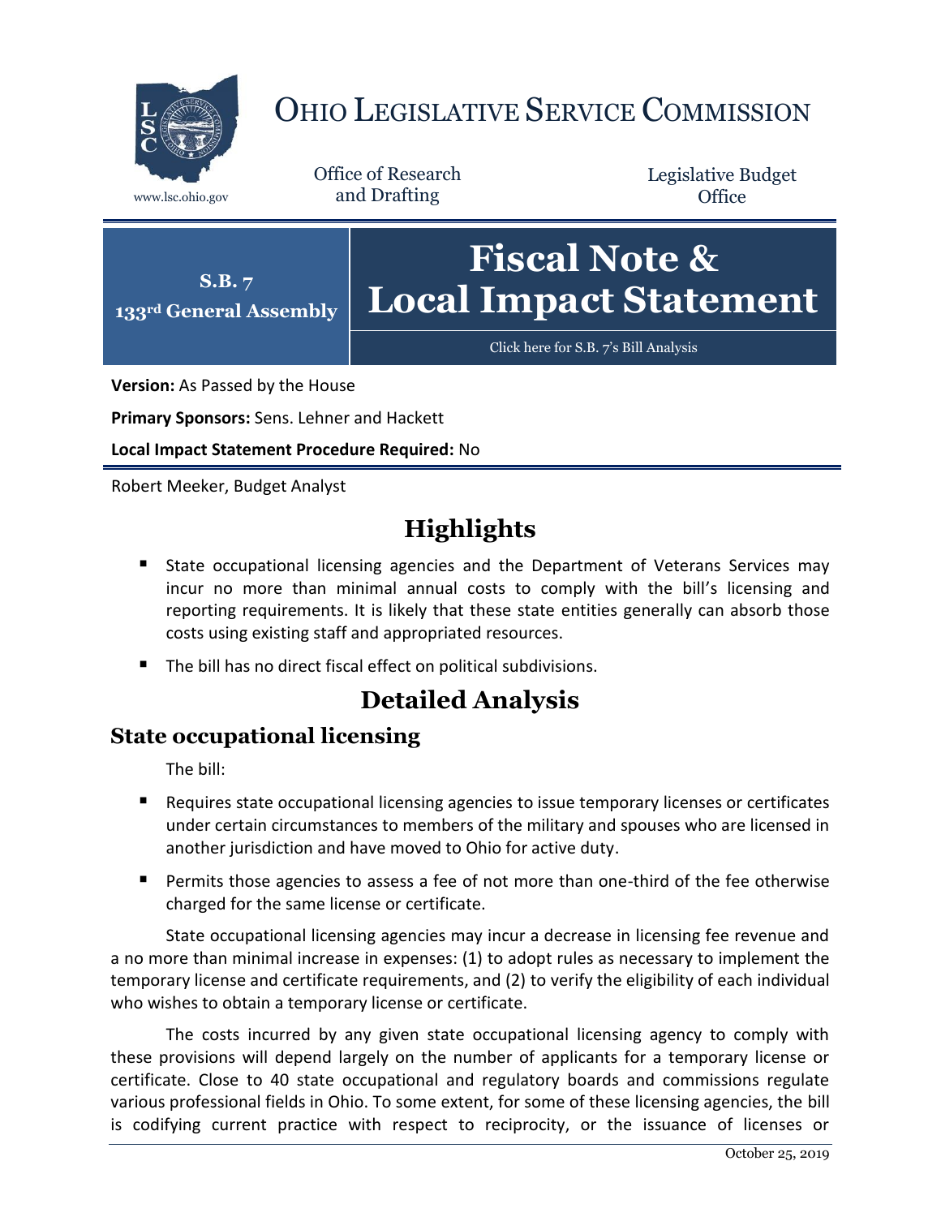# OHIO LEGISLATIVE SERVICE COMMISSION

www.lsc.ohio.gov

Office of Research and Drafting

Legislative Budget Office

**S.B. 7**
**133rd General Assembly**

# Fiscal Note & Local Impact Statement

Click here for S.B. 7's Bill Analysis

**Version:** As Passed by the House

**Primary Sponsors:** Sens. Lehner and Hackett

**Local Impact Statement Procedure Required:** No

Robert Meeker, Budget Analyst

## Highlights

- State occupational licensing agencies and the Department of Veterans Services may incur no more than minimal annual costs to comply with the bill's licensing and reporting requirements. It is likely that these state entities generally can absorb those costs using existing staff and appropriated resources.
- The bill has no direct fiscal effect on political subdivisions.

## Detailed Analysis

### State occupational licensing

The bill:

- Requires state occupational licensing agencies to issue temporary licenses or certificates under certain circumstances to members of the military and spouses who are licensed in another jurisdiction and have moved to Ohio for active duty.
- Permits those agencies to assess a fee of not more than one-third of the fee otherwise charged for the same license or certificate.

State occupational licensing agencies may incur a decrease in licensing fee revenue and a no more than minimal increase in expenses: (1) to adopt rules as necessary to implement the temporary license and certificate requirements, and (2) to verify the eligibility of each individual who wishes to obtain a temporary license or certificate.

The costs incurred by any given state occupational licensing agency to comply with these provisions will depend largely on the number of applicants for a temporary license or certificate. Close to 40 state occupational and regulatory boards and commissions regulate various professional fields in Ohio. To some extent, for some of these licensing agencies, the bill is codifying current practice with respect to reciprocity, or the issuance of licenses or

October 25, 2019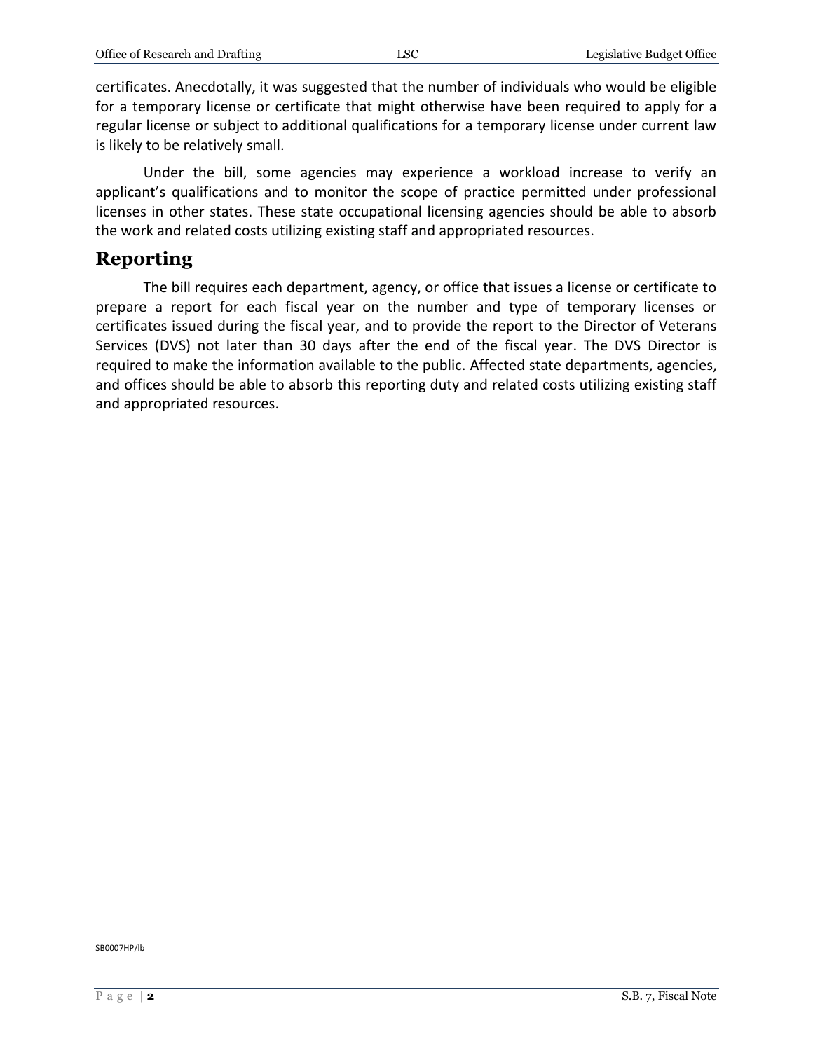certificates. Anecdotally, it was suggested that the number of individuals who would be eligible for a temporary license or certificate that might otherwise have been required to apply for a regular license or subject to additional qualifications for a temporary license under current law is likely to be relatively small.

Under the bill, some agencies may experience a workload increase to verify an applicant's qualifications and to monitor the scope of practice permitted under professional licenses in other states. These state occupational licensing agencies should be able to absorb the work and related costs utilizing existing staff and appropriated resources.

## Reporting

The bill requires each department, agency, or office that issues a license or certificate to prepare a report for each fiscal year on the number and type of temporary licenses or certificates issued during the fiscal year, and to provide the report to the Director of Veterans Services (DVS) not later than 30 days after the end of the fiscal year. The DVS Director is required to make the information available to the public. Affected state departments, agencies, and offices should be able to absorb this reporting duty and related costs utilizing existing staff and appropriated resources.

SB0007HP/lb